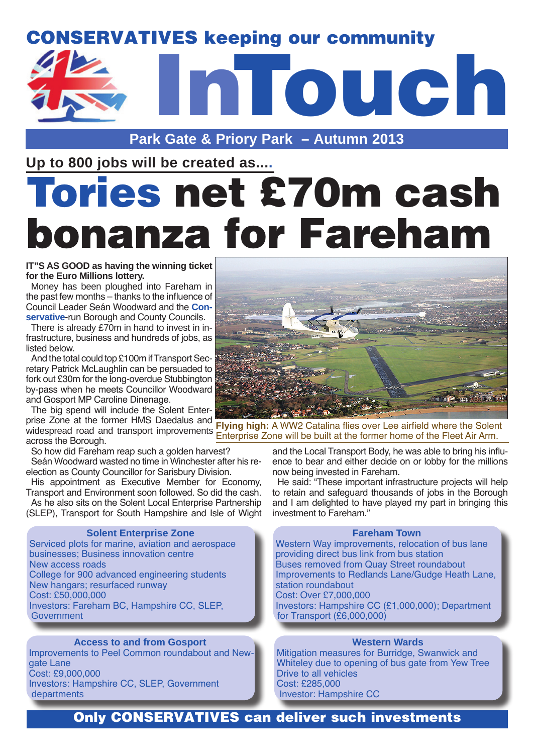# CONSERVATIVES keeping our community InTouch

**Park Gate & Priory Park – Autumn 2013**

## Up to 800 jobs will be created as....

# Tories net £70m cash bonanza for Fareham

**IT"S AS GOOD as having the winning ticket for the Euro Millions lottery.**

Money has been ploughed into Fareham in the past few months – thanks to the influence of Council Leader Seán Woodward and the **Conservative**-run Borough and County Councils.

There is already £70m in hand to invest in infrastructure, business and hundreds of jobs, as listed below.

And the total could top £100m if Transport Secretary Patrick McLaughlin can be persuaded to fork out £30m for the long-overdue Stubbington by-pass when he meets Councillor Woodward and Gosport MP Caroline Dinenage.

The big spend will include the Solent Enterprise Zone at the former HMS Daedalus and widespread road and transport improvements across the Borough.

**Flying high:** A WW2 Catalina flies over Lee airfield where the Solent Enterprise Zone will be built at the former home of the Fleet Air Arm.

So how did Fareham reap such a golden harvest?

Seán Woodward wasted no time in Winchester after his re-election as County Councillor for Sarisbury Division.

His appointment as Executive Member for Economy, Transport and Environment soon followed. So did the cash.

As he also sits on the Solent Local Enterprise Partnership (SLEP), Transport for South Hampshire and Isle of Wight and the Local Transport Body, he was able to bring his influence to bear and either decide on or lobby for the millions now being invested in Fareham.

He said: "These important infrastructure projects will help to retain and safeguard thousands of jobs in the Borough and I am delighted to have played my part in bringing this investment to Fareham."

### Solent Enterprise Zone

Serviced plots for marine, aviation and aerospace businesses; Business innovation centre
New access roads
College for 900 advanced engineering students
New hangars; resurfaced runway
Cost: £50,000,000
Investors: Fareham BC, Hampshire CC, SLEP, Government

### Fareham Town

Western Way improvements, relocation of bus lane providing direct bus link from bus station
Buses removed from Quay Street roundabout
Improvements to Redlands Lane/Gudge Heath Lane, station roundabout
Cost: Over £7,000,000
Investors: Hampshire CC (£1,000,000); Department for Transport (£6,000,000)

### Access to and from Gosport

Improvements to Peel Common roundabout and Newgate Lane
Cost: £9,000,000
Investors: Hampshire CC, SLEP, Government departments

### Western Wards

Mitigation measures for Burridge, Swanwick and Whiteley due to opening of bus gate from Yew Tree Drive to all vehicles
Cost: £285,000
Investor: Hampshire CC

**Only CONSERVATIVES can deliver such investments**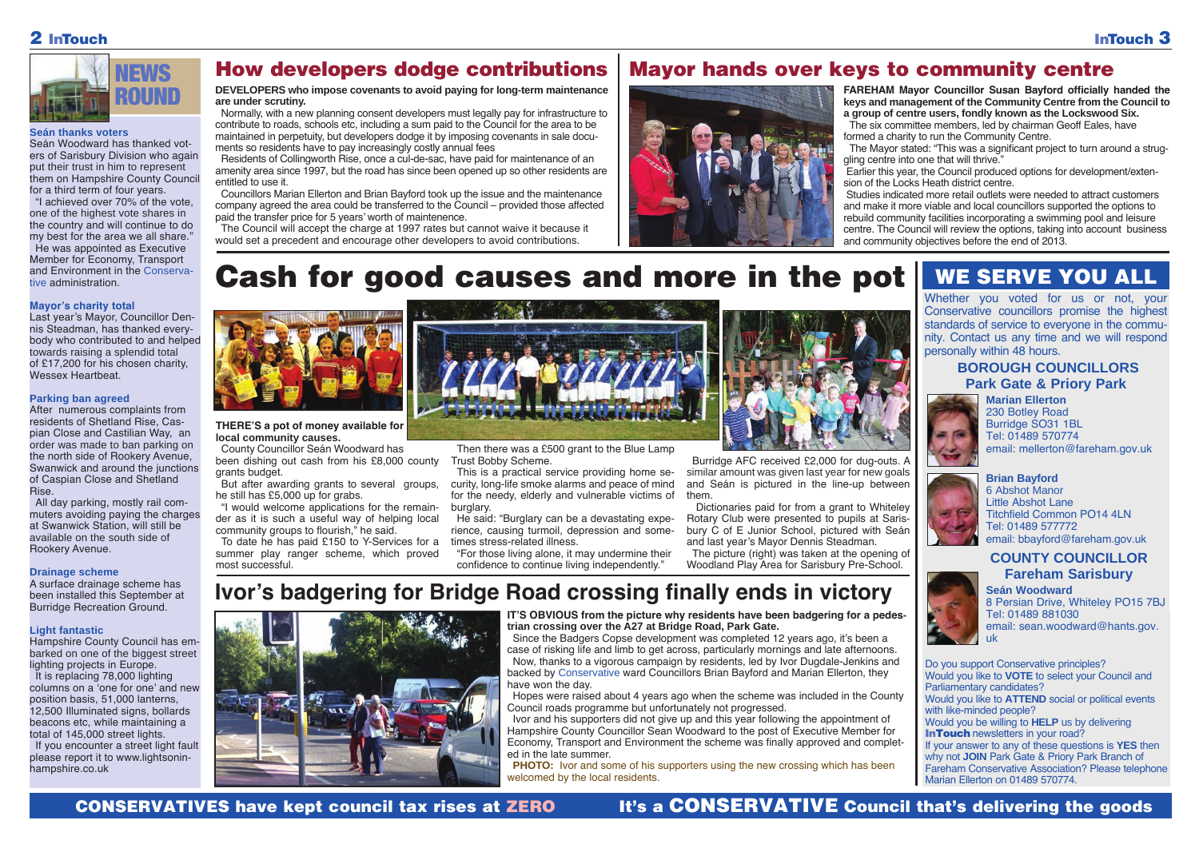## NEWS ROUND

### Seán thanks voters

Seán Woodward has thanked voters of Sarisbury Division who again put their trust in him to represent them on Hampshire County Council for a third term of four years.

"I achieved over 70% of the vote, one of the highest vote shares in the country and will continue to do my best for the area we all share."

He was appointed as Executive Member for Economy, Transport and Environment in the Conservative administration.

### Mayor's charity total

Last year's Mayor, Councillor Dennis Steadman, has thanked everybody who contributed to and helped towards raising a splendid total of £17,200 for his chosen charity, Wessex Heartbeat.

### Parking ban agreed

After numerous complaints from residents of Shetland Rise, Caspian Close and Castilian Way, an order was made to ban parking on the north side of Rookery Avenue, Swanwick and around the junctions of Caspian Close and Shetland Rise.

All day parking, mostly rail commuters avoiding paying the charges at Swanwick Station, will still be available on the south side of Rookery Avenue.

### Drainage scheme

A surface drainage scheme has been installed this September at Burridge Recreation Ground.

### Light fantastic

Hampshire County Council has embarked on one of the biggest street lighting projects in Europe.

It is replacing 78,000 lighting columns on a 'one for one' and new position basis, 51,000 lanterns, 12,500 Illuminated signs, bollards beacons etc, while maintaining a total of 145,000 street lights.

If you encounter a street light fault please report it to www.lightsoninhampshire.co.uk

## How developers dodge contributions

**DEVELOPERS who impose covenants to avoid paying for long-term maintenance are under scrutiny.**

Normally, with a new planning consent developers must legally pay for infrastructure to contribute to roads, schools etc, including a sum paid to the Council for the area to be maintained in perpetuity, but developers dodge it by imposing covenants in sale documents so residents have to pay increasingly costly annual fees

Residents of Collingworth Rise, once a cul-de-sac, have paid for maintenance of an amenity area since 1997, but the road has since been opened up so other residents are entitled to use it.

Councillors Marian Ellerton and Brian Bayford took up the issue and the maintenance company agreed the area could be transferred to the Council – provided those affected paid the transfer price for 5 years' worth of maintenence.

The Council will accept the charge at 1997 rates but cannot waive it because it would set a precedent and encourage other developers to avoid contributions.

## Mayor hands over keys to community centre

**FAREHAM Mayor Councillor Susan Bayford officially handed the keys and management of the Community Centre from the Council to a group of centre users, fondly known as the Lockswood Six.**

The six committee members, led by chairman Geoff Eales, have formed a charity to run the Community Centre.

The Mayor stated: "This was a significant project to turn around a struggling centre into one that will thrive."

Earlier this year, the Council produced options for development/extension of the Locks Heath district centre.

Studies indicated more retail outlets were needed to attract customers and make it more viable and local councillors supported the options to rebuild community facilities incorporating a swimming pool and leisure centre. The Council will review the options, taking into account business and community objectives before the end of 2013.

# Cash for good causes and more in the pot

**THERE'S a pot of money available for local community causes.**

County Councillor Seán Woodward has been dishing out cash from his £8,000 county grants budget.

But after awarding grants to several groups, he still has £5,000 up for grabs.

"I would welcome applications for the remainder as it is such a useful way of helping local community groups to flourish," he said.

To date he has paid £150 to Y-Services for a summer play ranger scheme, which proved most successful.

Then there was a £500 grant to the Blue Lamp Trust Bobby Scheme.

This is a practical service providing home security, long-life smoke alarms and peace of mind for the needy, elderly and vulnerable victims of burglary.

He said: "Burglary can be a devastating experience, causing turmoil, depression and sometimes stress-related illness.

"For those living alone, it may undermine their confidence to continue living independently."

Burridge AFC received £2,000 for dug-outs. A similar amount was given last year for new goals and Seán is pictured in the line-up between them.

Dictionaries paid for from a grant to Whiteley Rotary Club were presented to pupils at Sarisbury C of E Junior School, pictured with Seán and last year's Mayor Dennis Steadman.

The picture (right) was taken at the opening of Woodland Play Area for Sarisbury Pre-School.

## Ivor's badgering for Bridge Road crossing finally ends in victory

**IT'S OBVIOUS from the picture why residents have been badgering for a pedestrian crossing over the A27 at Bridge Road, Park Gate.**

Since the Badgers Copse development was completed 12 years ago, it's been a case of risking life and limb to get across, particularly mornings and late afternoons.

Now, thanks to a vigorous campaign by residents, led by Ivor Dugdale-Jenkins and backed by Conservative ward Councillors Brian Bayford and Marian Ellerton, they have won the day.

Hopes were raised about 4 years ago when the scheme was included in the County Council roads programme but unfortunately not progressed.

Ivor and his supporters did not give up and this year following the appointment of Hampshire County Councillor Sean Woodward to the post of Executive Member for Economy, Transport and Environment the scheme was finally approved and completed in the late summer.

**PHOTO:** Ivor and some of his supporters using the new crossing which has been welcomed by the local residents.

## WE SERVE YOU ALL

Whether you voted for us or not, your Conservative councillors promise the highest standards of service to everyone in the community. Contact us any time and we will respond personally within 48 hours.

### BOROUGH COUNCILLORS Park Gate & Priory Park

**Marian Ellerton**
230 Botley Road
Burridge SO31 1BL
Tel: 01489 570774
email: mellerton@fareham.gov.uk

**Brian Bayford**
6 Abshot Manor
Little Abshot Lane
Titchfield Common PO14 4LN
Tel: 01489 577772
email: bbayford@fareham.gov.uk

### COUNTY COUNCILLOR Fareham Sarisbury

**Seán Woodward**
8 Persian Drive, Whiteley PO15 7BJ
Tel: 01489 881030
email: sean.woodward@hants.gov.uk

Do you support Conservative principles?
Would you like to **VOTE** to select your Council and Parliamentary candidates?
Would you like to **ATTEND** social or political events with like-minded people?
Would you be willing to **HELP** us by delivering **InTouch** newsletters in your road?
If your answer to any of these questions is **YES** then why not **JOIN** Park Gate & Priory Park Branch of Fareham Conservative Association? Please telephone Marian Ellerton on 01489 570774.

**CONSERVATIVES have kept council tax rises at ZERO**

**It's a CONSERVATIVE Council that's delivering the goods**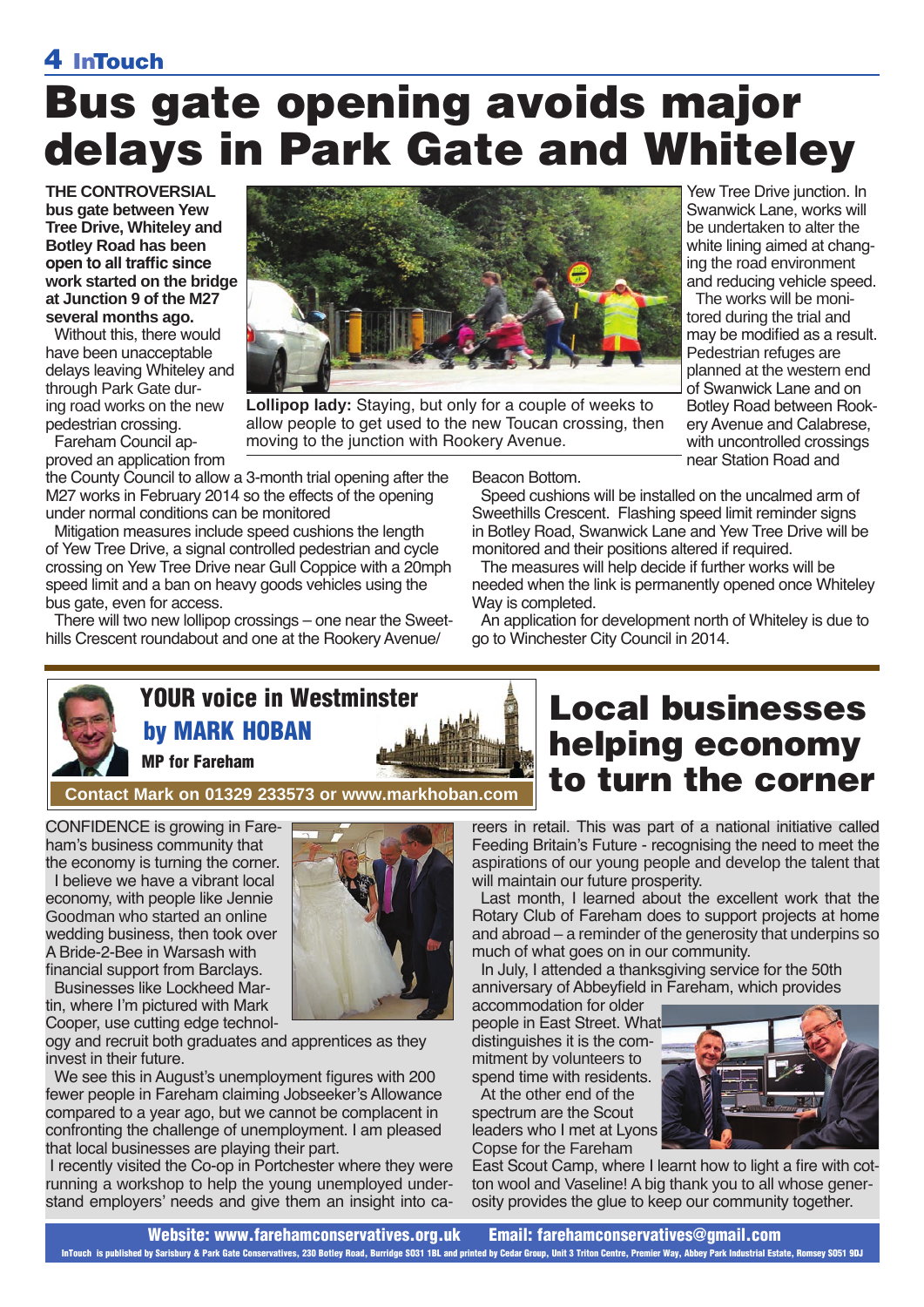# Bus gate opening avoids major delays in Park Gate and Whiteley

**THE CONTROVERSIAL bus gate between Yew Tree Drive, Whiteley and Botley Road has been open to all traffic since work started on the bridge at Junction 9 of the M27 several months ago.**

Without this, there would have been unacceptable delays leaving Whiteley and through Park Gate during road works on the new pedestrian crossing.

Fareham Council approved an application from the County Council to allow a 3-month trial opening after the M27 works in February 2014 so the effects of the opening under normal conditions can be monitored

Mitigation measures include speed cushions the length of Yew Tree Drive, a signal controlled pedestrian and cycle crossing on Yew Tree Drive near Gull Coppice with a 20mph speed limit and a ban on heavy goods vehicles using the bus gate, even for access.

There will two new lollipop crossings – one near the Sweethills Crescent roundabout and one at the Rookery Avenue/Yew Tree Drive junction. In Swanwick Lane, works will be undertaken to alter the white lining aimed at changing the road environment and reducing vehicle speed.

The works will be monitored during the trial and may be modified as a result. Pedestrian refuges are planned at the western end of Swanwick Lane and on Botley Road between Rookery Avenue and Calabrese, with uncontrolled crossings near Station Road and Beacon Bottom.

**Lollipop lady:** Staying, but only for a couple of weeks to allow people to get used to the new Toucan crossing, then moving to the junction with Rookery Avenue.

Speed cushions will be installed on the uncalmed arm of Sweethills Crescent. Flashing speed limit reminder signs in Botley Road, Swanwick Lane and Yew Tree Drive will be monitored and their positions altered if required.

The measures will help decide if further works will be needed when the link is permanently opened once Whiteley Way is completed.

An application for development north of Whiteley is due to go to Winchester City Council in 2014.

---

**YOUR voice in Westminster**
**by MARK HOBAN**
**MP for Fareham**

**Contact Mark on 01329 233573 or www.markhoban.com**

# Local businesses helping economy to turn the corner

CONFIDENCE is growing in Fareham's business community that the economy is turning the corner.

I believe we have a vibrant local economy, with people like Jennie Goodman who started an online wedding business, then took over A Bride-2-Bee in Warsash with financial support from Barclays.

Businesses like Lockheed Martin, where I'm pictured with Mark Cooper, use cutting edge technology and recruit both graduates and apprentices as they invest in their future.

We see this in August's unemployment figures with 200 fewer people in Fareham claiming Jobseeker's Allowance compared to a year ago, but we cannot be complacent in confronting the challenge of unemployment. I am pleased that local businesses are playing their part.

I recently visited the Co-op in Portchester where they were running a workshop to help the young unemployed understand employers' needs and give them an insight into careers in retail. This was part of a national initiative called Feeding Britain's Future - recognising the need to meet the aspirations of our young people and develop the talent that will maintain our future prosperity.

Last month, I learned about the excellent work that the Rotary Club of Fareham does to support projects at home and abroad – a reminder of the generosity that underpins so much of what goes on in our community.

In July, I attended a thanksgiving service for the 50th anniversary of Abbeyfield in Fareham, which provides accommodation for older people in East Street. What distinguishes it is the commitment by volunteers to spend time with residents.

At the other end of the spectrum are the Scout leaders who I met at Lyons Copse for the Fareham East Scout Camp, where I learnt how to light a fire with cotton wool and Vaseline! A big thank you to all whose generosity provides the glue to keep our community together.

**Website: www.farehamconservatives.org.uk Email: farehamconservatives@gmail.com**

InTouch is published by Sarisbury & Park Gate Conservatives, 230 Botley Road, Burridge SO31 1BL and printed by Cedar Group, Unit 3 Triton Centre, Premier Way, Abbey Park Industrial Estate, Romsey SO51 9DJ